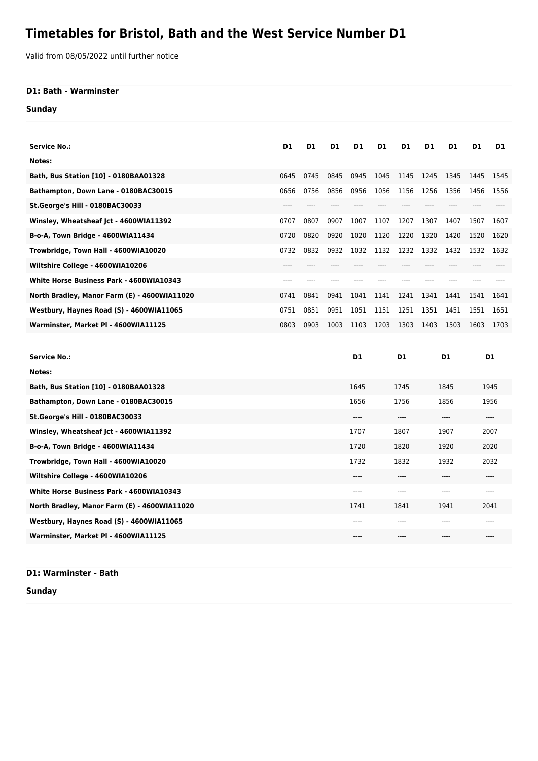# Timetables for Bristol, Bath and the West Service Number D1

Valid from 08/05/2022 until further notice

### D1: Bath - Warminster

**Sunday**

| Service No.: | D1 | D1 | D1 | D1 | D1 | D1 | D1 | D1 | D1 | D1 |
|---|---|---|---|---|---|---|---|---|---|---|
| Notes: | | | | | | | | | | |
| Bath, Bus Station [10] - 0180BAA01328 | 0645 | 0745 | 0845 | 0945 | 1045 | 1145 | 1245 | 1345 | 1445 | 1545 |
| Bathampton, Down Lane - 0180BAC30015 | 0656 | 0756 | 0856 | 0956 | 1056 | 1156 | 1256 | 1356 | 1456 | 1556 |
| St.George's Hill - 0180BAC30033 | ---- | ---- | ---- | ---- | ---- | ---- | ---- | ---- | ---- | ---- |
| Winsley, Wheatsheaf Jct - 4600WIA11392 | 0707 | 0807 | 0907 | 1007 | 1107 | 1207 | 1307 | 1407 | 1507 | 1607 |
| B-o-A, Town Bridge - 4600WIA11434 | 0720 | 0820 | 0920 | 1020 | 1120 | 1220 | 1320 | 1420 | 1520 | 1620 |
| Trowbridge, Town Hall - 4600WIA10020 | 0732 | 0832 | 0932 | 1032 | 1132 | 1232 | 1332 | 1432 | 1532 | 1632 |
| Wiltshire College - 4600WIA10206 | ---- | ---- | ---- | ---- | ---- | ---- | ---- | ---- | ---- | ---- |
| White Horse Business Park - 4600WIA10343 | ---- | ---- | ---- | ---- | ---- | ---- | ---- | ---- | ---- | ---- |
| North Bradley, Manor Farm (E) - 4600WIA11020 | 0741 | 0841 | 0941 | 1041 | 1141 | 1241 | 1341 | 1441 | 1541 | 1641 |
| Westbury, Haynes Road (S) - 4600WIA11065 | 0751 | 0851 | 0951 | 1051 | 1151 | 1251 | 1351 | 1451 | 1551 | 1651 |
| Warminster, Market Pl - 4600WIA11125 | 0803 | 0903 | 1003 | 1103 | 1203 | 1303 | 1403 | 1503 | 1603 | 1703 |

| Service No.: | D1 | D1 | D1 | D1 |
|---|---|---|---|---|
| Notes: | | | | |
| Bath, Bus Station [10] - 0180BAA01328 | 1645 | 1745 | 1845 | 1945 |
| Bathampton, Down Lane - 0180BAC30015 | 1656 | 1756 | 1856 | 1956 |
| St.George's Hill - 0180BAC30033 | ---- | ---- | ---- | ---- |
| Winsley, Wheatsheaf Jct - 4600WIA11392 | 1707 | 1807 | 1907 | 2007 |
| B-o-A, Town Bridge - 4600WIA11434 | 1720 | 1820 | 1920 | 2020 |
| Trowbridge, Town Hall - 4600WIA10020 | 1732 | 1832 | 1932 | 2032 |
| Wiltshire College - 4600WIA10206 | ---- | ---- | ---- | ---- |
| White Horse Business Park - 4600WIA10343 | ---- | ---- | ---- | ---- |
| North Bradley, Manor Farm (E) - 4600WIA11020 | 1741 | 1841 | 1941 | 2041 |
| Westbury, Haynes Road (S) - 4600WIA11065 | ---- | ---- | ---- | ---- |
| Warminster, Market Pl - 4600WIA11125 | ---- | ---- | ---- | ---- |

### D1: Warminster - Bath

**Sunday**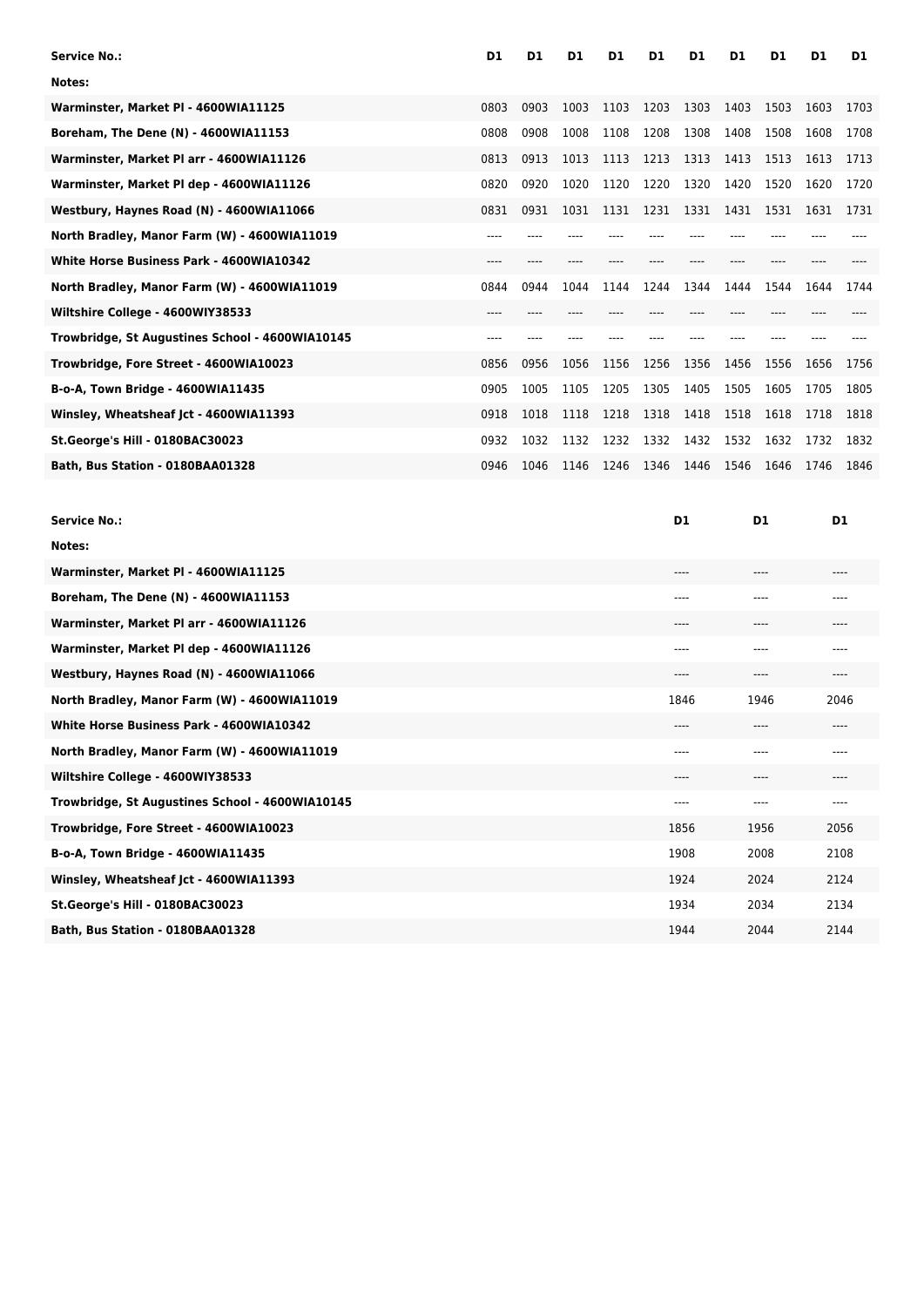| Service No.: | D1 | D1 | D1 | D1 | D1 | D1 | D1 | D1 | D1 | D1 |
|---|---|---|---|---|---|---|---|---|---|---|
| Notes: | | | | | | | | | | |
| Warminster, Market Pl - 4600WIA11125 | 0803 | 0903 | 1003 | 1103 | 1203 | 1303 | 1403 | 1503 | 1603 | 1703 |
| Boreham, The Dene (N) - 4600WIA11153 | 0808 | 0908 | 1008 | 1108 | 1208 | 1308 | 1408 | 1508 | 1608 | 1708 |
| Warminster, Market Pl arr - 4600WIA11126 | 0813 | 0913 | 1013 | 1113 | 1213 | 1313 | 1413 | 1513 | 1613 | 1713 |
| Warminster, Market Pl dep - 4600WIA11126 | 0820 | 0920 | 1020 | 1120 | 1220 | 1320 | 1420 | 1520 | 1620 | 1720 |
| Westbury, Haynes Road (N) - 4600WIA11066 | 0831 | 0931 | 1031 | 1131 | 1231 | 1331 | 1431 | 1531 | 1631 | 1731 |
| North Bradley, Manor Farm (W) - 4600WIA11019 | ---- | ---- | ---- | ---- | ---- | ---- | ---- | ---- | ---- | ---- |
| White Horse Business Park - 4600WIA10342 | ---- | ---- | ---- | ---- | ---- | ---- | ---- | ---- | ---- | ---- |
| North Bradley, Manor Farm (W) - 4600WIA11019 | 0844 | 0944 | 1044 | 1144 | 1244 | 1344 | 1444 | 1544 | 1644 | 1744 |
| Wiltshire College - 4600WIY38533 | ---- | ---- | ---- | ---- | ---- | ---- | ---- | ---- | ---- | ---- |
| Trowbridge, St Augustines School - 4600WIA10145 | ---- | ---- | ---- | ---- | ---- | ---- | ---- | ---- | ---- | ---- |
| Trowbridge, Fore Street - 4600WIA10023 | 0856 | 0956 | 1056 | 1156 | 1256 | 1356 | 1456 | 1556 | 1656 | 1756 |
| B-o-A, Town Bridge - 4600WIA11435 | 0905 | 1005 | 1105 | 1205 | 1305 | 1405 | 1505 | 1605 | 1705 | 1805 |
| Winsley, Wheatsheaf Jct - 4600WIA11393 | 0918 | 1018 | 1118 | 1218 | 1318 | 1418 | 1518 | 1618 | 1718 | 1818 |
| St.George's Hill - 0180BAC30023 | 0932 | 1032 | 1132 | 1232 | 1332 | 1432 | 1532 | 1632 | 1732 | 1832 |
| Bath, Bus Station - 0180BAA01328 | 0946 | 1046 | 1146 | 1246 | 1346 | 1446 | 1546 | 1646 | 1746 | 1846 |

| Service No.: | D1 | D1 | D1 |
|---|---|---|---|
| Notes: | | | |
| Warminster, Market Pl - 4600WIA11125 | ---- | ---- | ---- |
| Boreham, The Dene (N) - 4600WIA11153 | ---- | ---- | ---- |
| Warminster, Market Pl arr - 4600WIA11126 | ---- | ---- | ---- |
| Warminster, Market Pl dep - 4600WIA11126 | ---- | ---- | ---- |
| Westbury, Haynes Road (N) - 4600WIA11066 | ---- | ---- | ---- |
| North Bradley, Manor Farm (W) - 4600WIA11019 | 1846 | 1946 | 2046 |
| White Horse Business Park - 4600WIA10342 | ---- | ---- | ---- |
| North Bradley, Manor Farm (W) - 4600WIA11019 | ---- | ---- | ---- |
| Wiltshire College - 4600WIY38533 | ---- | ---- | ---- |
| Trowbridge, St Augustines School - 4600WIA10145 | ---- | ---- | ---- |
| Trowbridge, Fore Street - 4600WIA10023 | 1856 | 1956 | 2056 |
| B-o-A, Town Bridge - 4600WIA11435 | 1908 | 2008 | 2108 |
| Winsley, Wheatsheaf Jct - 4600WIA11393 | 1924 | 2024 | 2124 |
| St.George's Hill - 0180BAC30023 | 1934 | 2034 | 2134 |
| Bath, Bus Station - 0180BAA01328 | 1944 | 2044 | 2144 |